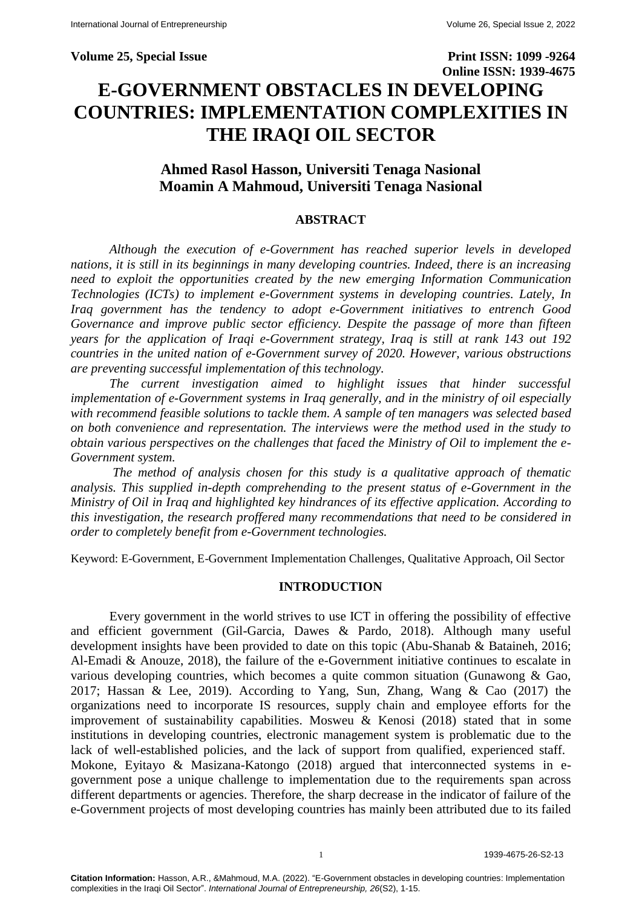**Volume 25, Special Issue** **Print ISSN: 1099 -9264**
**Online ISSN: 1939-4675**

# E-GOVERNMENT OBSTACLES IN DEVELOPING COUNTRIES: IMPLEMENTATION COMPLEXITIES IN THE IRAQI OIL SECTOR

**Ahmed Rasol Hasson, Universiti Tenaga Nasional**
**Moamin A Mahmoud, Universiti Tenaga Nasional**

## ABSTRACT

*Although the execution of e-Government has reached superior levels in developed nations, it is still in its beginnings in many developing countries. Indeed, there is an increasing need to exploit the opportunities created by the new emerging Information Communication Technologies (ICTs) to implement e-Government systems in developing countries. Lately, In Iraq government has the tendency to adopt e-Government initiatives to entrench Good Governance and improve public sector efficiency. Despite the passage of more than fifteen years for the application of Iraqi e-Government strategy, Iraq is still at rank 143 out 192 countries in the united nation of e-Government survey of 2020. However, various obstructions are preventing successful implementation of this technology.*

*The current investigation aimed to highlight issues that hinder successful implementation of e-Government systems in Iraq generally, and in the ministry of oil especially with recommend feasible solutions to tackle them. A sample of ten managers was selected based on both convenience and representation. The interviews were the method used in the study to obtain various perspectives on the challenges that faced the Ministry of Oil to implement the e-Government system.*

*The method of analysis chosen for this study is a qualitative approach of thematic analysis. This supplied in-depth comprehending to the present status of e-Government in the Ministry of Oil in Iraq and highlighted key hindrances of its effective application. According to this investigation, the research proffered many recommendations that need to be considered in order to completely benefit from e-Government technologies.*

Keyword: E-Government, E-Government Implementation Challenges, Qualitative Approach, Oil Sector

## INTRODUCTION

Every government in the world strives to use ICT in offering the possibility of effective and efficient government (Gil-Garcia, Dawes & Pardo, 2018). Although many useful development insights have been provided to date on this topic (Abu-Shanab & Bataineh, 2016; Al-Emadi & Anouze, 2018), the failure of the e-Government initiative continues to escalate in various developing countries, which becomes a quite common situation (Gunawong & Gao, 2017; Hassan & Lee, 2019). According to Yang, Sun, Zhang, Wang & Cao (2017) the organizations need to incorporate IS resources, supply chain and employee efforts for the improvement of sustainability capabilities. Mosweu & Kenosi (2018) stated that in some institutions in developing countries, electronic management system is problematic due to the lack of well-established policies, and the lack of support from qualified, experienced staff. Mokone, Eyitayo & Masizana-Katongo (2018) argued that interconnected systems in e-government pose a unique challenge to implementation due to the requirements span across different departments or agencies. Therefore, the sharp decrease in the indicator of failure of the e-Government projects of most developing countries has mainly been attributed due to its failed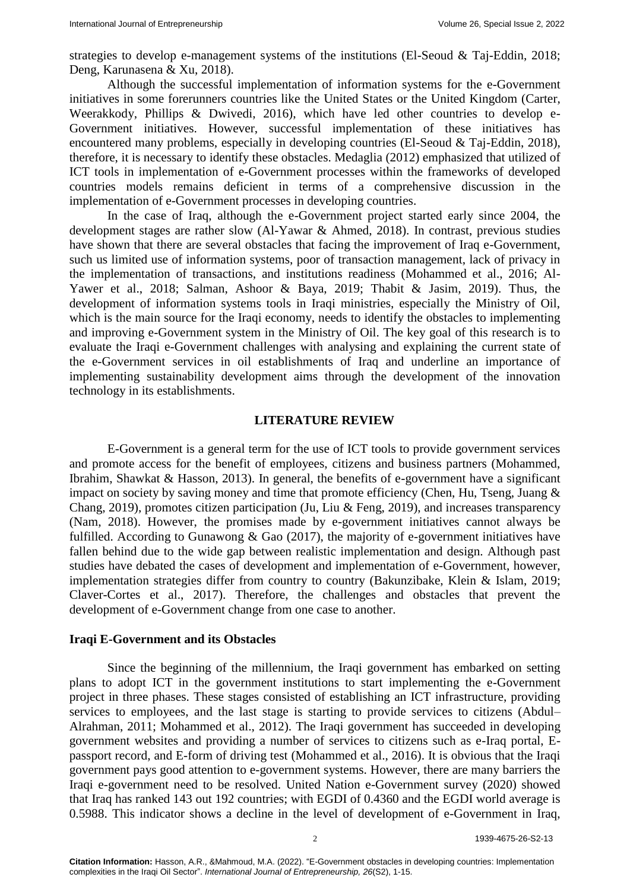strategies to develop e-management systems of the institutions (El-Seoud & Taj-Eddin, 2018; Deng, Karunasena & Xu, 2018).

Although the successful implementation of information systems for the e-Government initiatives in some forerunners countries like the United States or the United Kingdom (Carter, Weerakkody, Phillips & Dwivedi, 2016), which have led other countries to develop e-Government initiatives. However, successful implementation of these initiatives has encountered many problems, especially in developing countries (El-Seoud & Taj-Eddin, 2018), therefore, it is necessary to identify these obstacles. Medaglia (2012) emphasized that utilized of ICT tools in implementation of e-Government processes within the frameworks of developed countries models remains deficient in terms of a comprehensive discussion in the implementation of e-Government processes in developing countries.

In the case of Iraq, although the e-Government project started early since 2004, the development stages are rather slow (Al-Yawar & Ahmed, 2018). In contrast, previous studies have shown that there are several obstacles that facing the improvement of Iraq e-Government, such us limited use of information systems, poor of transaction management, lack of privacy in the implementation of transactions, and institutions readiness (Mohammed et al., 2016; Al-Yawer et al., 2018; Salman, Ashoor & Baya, 2019; Thabit & Jasim, 2019). Thus, the development of information systems tools in Iraqi ministries, especially the Ministry of Oil, which is the main source for the Iraqi economy, needs to identify the obstacles to implementing and improving e-Government system in the Ministry of Oil. The key goal of this research is to evaluate the Iraqi e-Government challenges with analysing and explaining the current state of the e-Government services in oil establishments of Iraq and underline an importance of implementing sustainability development aims through the development of the innovation technology in its establishments.

## LITERATURE REVIEW

E-Government is a general term for the use of ICT tools to provide government services and promote access for the benefit of employees, citizens and business partners (Mohammed, Ibrahim, Shawkat & Hasson, 2013). In general, the benefits of e-government have a significant impact on society by saving money and time that promote efficiency (Chen, Hu, Tseng, Juang & Chang, 2019), promotes citizen participation (Ju, Liu & Feng, 2019), and increases transparency (Nam, 2018). However, the promises made by e-government initiatives cannot always be fulfilled. According to Gunawong & Gao (2017), the majority of e-government initiatives have fallen behind due to the wide gap between realistic implementation and design. Although past studies have debated the cases of development and implementation of e-Government, however, implementation strategies differ from country to country (Bakunzibake, Klein & Islam, 2019; Claver-Cortes et al., 2017). Therefore, the challenges and obstacles that prevent the development of e-Government change from one case to another.

### Iraqi E-Government and its Obstacles

Since the beginning of the millennium, the Iraqi government has embarked on setting plans to adopt ICT in the government institutions to start implementing the e-Government project in three phases. These stages consisted of establishing an ICT infrastructure, providing services to employees, and the last stage is starting to provide services to citizens (Abdul–Alrahman, 2011; Mohammed et al., 2012). The Iraqi government has succeeded in developing government websites and providing a number of services to citizens such as e-Iraq portal, E-passport record, and E-form of driving test (Mohammed et al., 2016). It is obvious that the Iraqi government pays good attention to e-government systems. However, there are many barriers the Iraqi e-government need to be resolved. United Nation e-Government survey (2020) showed that Iraq has ranked 143 out 192 countries; with EGDI of 0.4360 and the EGDI world average is 0.5988. This indicator shows a decline in the level of development of e-Government in Iraq,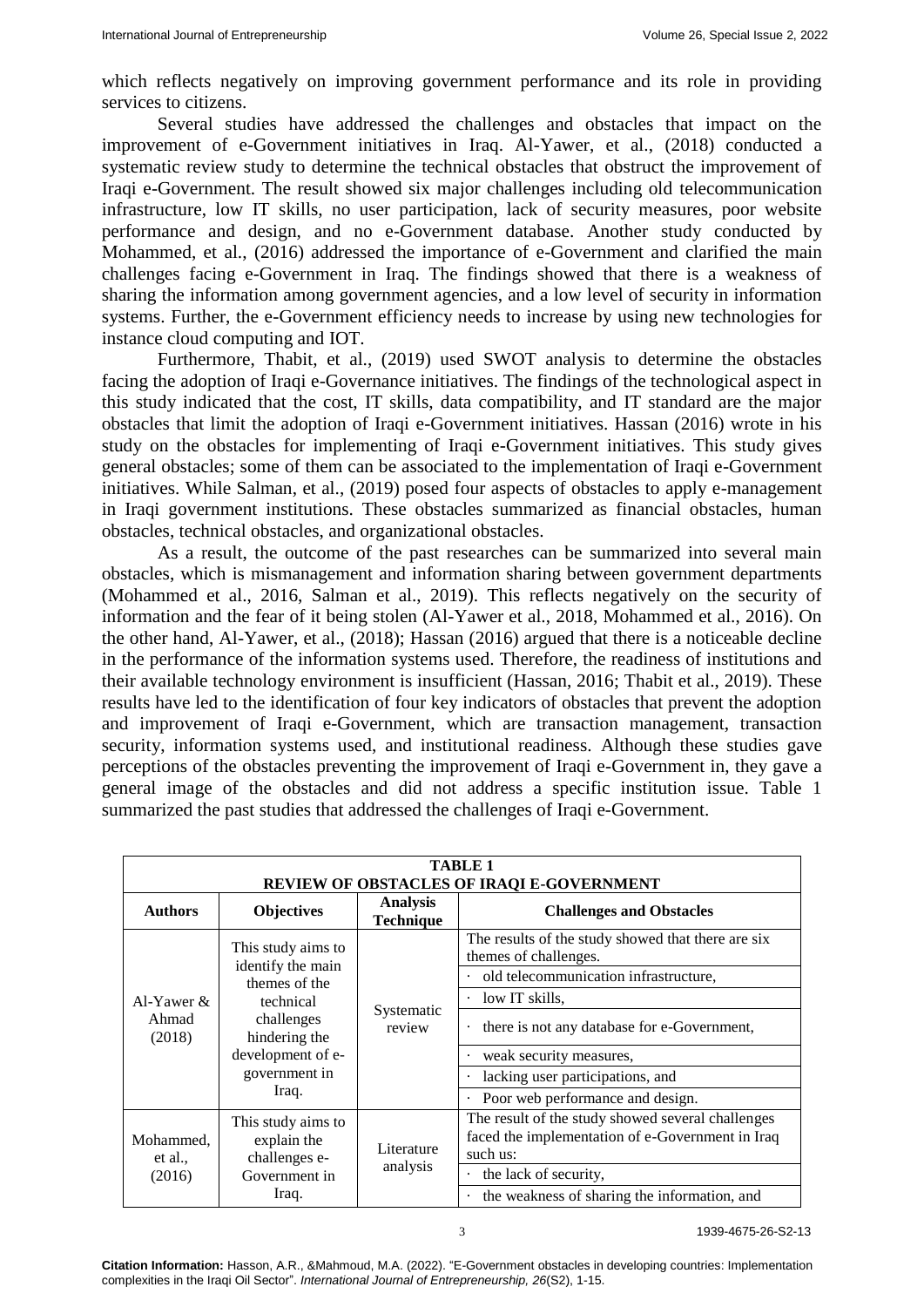which reflects negatively on improving government performance and its role in providing services to citizens.

Several studies have addressed the challenges and obstacles that impact on the improvement of e-Government initiatives in Iraq. Al-Yawer, et al., (2018) conducted a systematic review study to determine the technical obstacles that obstruct the improvement of Iraqi e-Government. The result showed six major challenges including old telecommunication infrastructure, low IT skills, no user participation, lack of security measures, poor website performance and design, and no e-Government database. Another study conducted by Mohammed, et al., (2016) addressed the importance of e-Government and clarified the main challenges facing e-Government in Iraq. The findings showed that there is a weakness of sharing the information among government agencies, and a low level of security in information systems. Further, the e-Government efficiency needs to increase by using new technologies for instance cloud computing and IOT.

Furthermore, Thabit, et al., (2019) used SWOT analysis to determine the obstacles facing the adoption of Iraqi e-Governance initiatives. The findings of the technological aspect in this study indicated that the cost, IT skills, data compatibility, and IT standard are the major obstacles that limit the adoption of Iraqi e-Government initiatives. Hassan (2016) wrote in his study on the obstacles for implementing of Iraqi e-Government initiatives. This study gives general obstacles; some of them can be associated to the implementation of Iraqi e-Government initiatives. While Salman, et al., (2019) posed four aspects of obstacles to apply e-management in Iraqi government institutions. These obstacles summarized as financial obstacles, human obstacles, technical obstacles, and organizational obstacles.

As a result, the outcome of the past researches can be summarized into several main obstacles, which is mismanagement and information sharing between government departments (Mohammed et al., 2016, Salman et al., 2019). This reflects negatively on the security of information and the fear of it being stolen (Al-Yawer et al., 2018, Mohammed et al., 2016). On the other hand, Al-Yawer, et al., (2018); Hassan (2016) argued that there is a noticeable decline in the performance of the information systems used. Therefore, the readiness of institutions and their available technology environment is insufficient (Hassan, 2016; Thabit et al., 2019). These results have led to the identification of four key indicators of obstacles that prevent the adoption and improvement of Iraqi e-Government, which are transaction management, transaction security, information systems used, and institutional readiness. Although these studies gave perceptions of the obstacles preventing the improvement of Iraqi e-Government in, they gave a general image of the obstacles and did not address a specific institution issue. Table 1 summarized the past studies that addressed the challenges of Iraqi e-Government.

**TABLE 1**
**REVIEW OF OBSTACLES OF IRAQI E-GOVERNMENT**

| Authors | Objectives | Analysis Technique | Challenges and Obstacles |
|---|---|---|---|
| Al-Yawer & Ahmad (2018) | This study aims to identify the main themes of the technical challenges hindering the development of e-government in Iraq. | Systematic review | The results of the study showed that there are six themes of challenges. |
| | | | · old telecommunication infrastructure, |
| | | | · low IT skills, |
| | | | · there is not any database for e-Government, |
| | | | · weak security measures, |
| | | | · lacking user participations, and |
| | | | · Poor web performance and design. |
| Mohammed, et al., (2016) | This study aims to explain the challenges e-Government in Iraq. | Literature analysis | The result of the study showed several challenges faced the implementation of e-Government in Iraq such us: |
| | | | · the lack of security, |
| | | | · the weakness of sharing the information, and |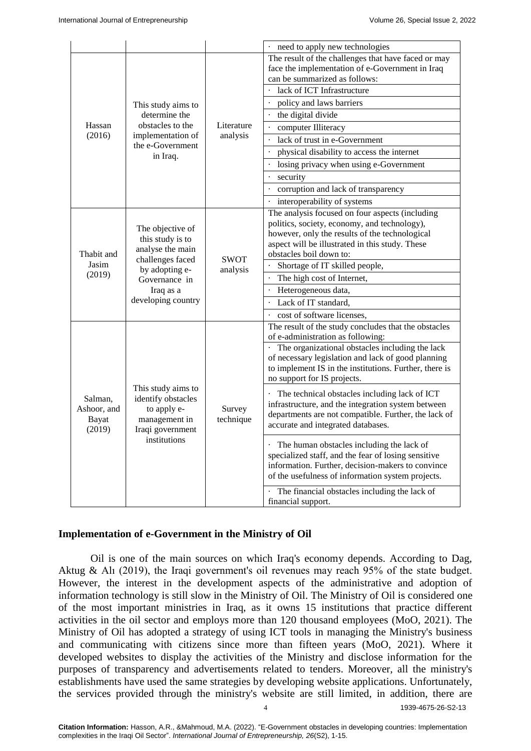| | | | · need to apply new technologies |
|---|---|---|---|
| Hassan (2016) | This study aims to determine the obstacles to the implementation of the e-Government in Iraq. | Literature analysis | The result of the challenges that have faced or may face the implementation of e-Government in Iraq can be summarized as follows: · lack of ICT Infrastructure · policy and laws barriers · the digital divide · computer Illiteracy · lack of trust in e-Government · physical disability to access the internet · losing privacy when using e-Government · security · corruption and lack of transparency · interoperability of systems |
| Thabit and Jasim (2019) | The objective of this study is to analyse the main challenges faced by adopting e-Governance in Iraq as a developing country | SWOT analysis | The analysis focused on four aspects (including politics, society, economy, and technology), however, only the results of the technological aspect will be illustrated in this study. These obstacles boil down to: · Shortage of IT skilled people, · The high cost of Internet, · Heterogeneous data, · Lack of IT standard, · cost of software licenses, |
| Salman, Ashoor, and Bayat (2019) | This study aims to identify obstacles to apply e-management in Iraqi government institutions | Survey technique | The result of the study concludes that the obstacles of e-administration as following: · The organizational obstacles including the lack of necessary legislation and lack of good planning to implement IS in the institutions. Further, there is no support for IS projects. · The technical obstacles including lack of ICT infrastructure, and the integration system between departments are not compatible. Further, the lack of accurate and integrated databases. · The human obstacles including the lack of specialized staff, and the fear of losing sensitive information. Further, decision-makers to convince of the usefulness of information system projects. · The financial obstacles including the lack of financial support. |

## Implementation of e-Government in the Ministry of Oil

Oil is one of the main sources on which Iraq's economy depends. According to Dag, Aktug & Alı (2019), the Iraqi government's oil revenues may reach 95% of the state budget. However, the interest in the development aspects of the administrative and adoption of information technology is still slow in the Ministry of Oil. The Ministry of Oil is considered one of the most important ministries in Iraq, as it owns 15 institutions that practice different activities in the oil sector and employs more than 120 thousand employees (MoO, 2021). The Ministry of Oil has adopted a strategy of using ICT tools in managing the Ministry's business and communicating with citizens since more than fifteen years (MoO, 2021). Where it developed websites to display the activities of the Ministry and disclose information for the purposes of transparency and advertisements related to tenders. Moreover, all the ministry's establishments have used the same strategies by developing website applications. Unfortunately, the services provided through the ministry's website are still limited, in addition, there are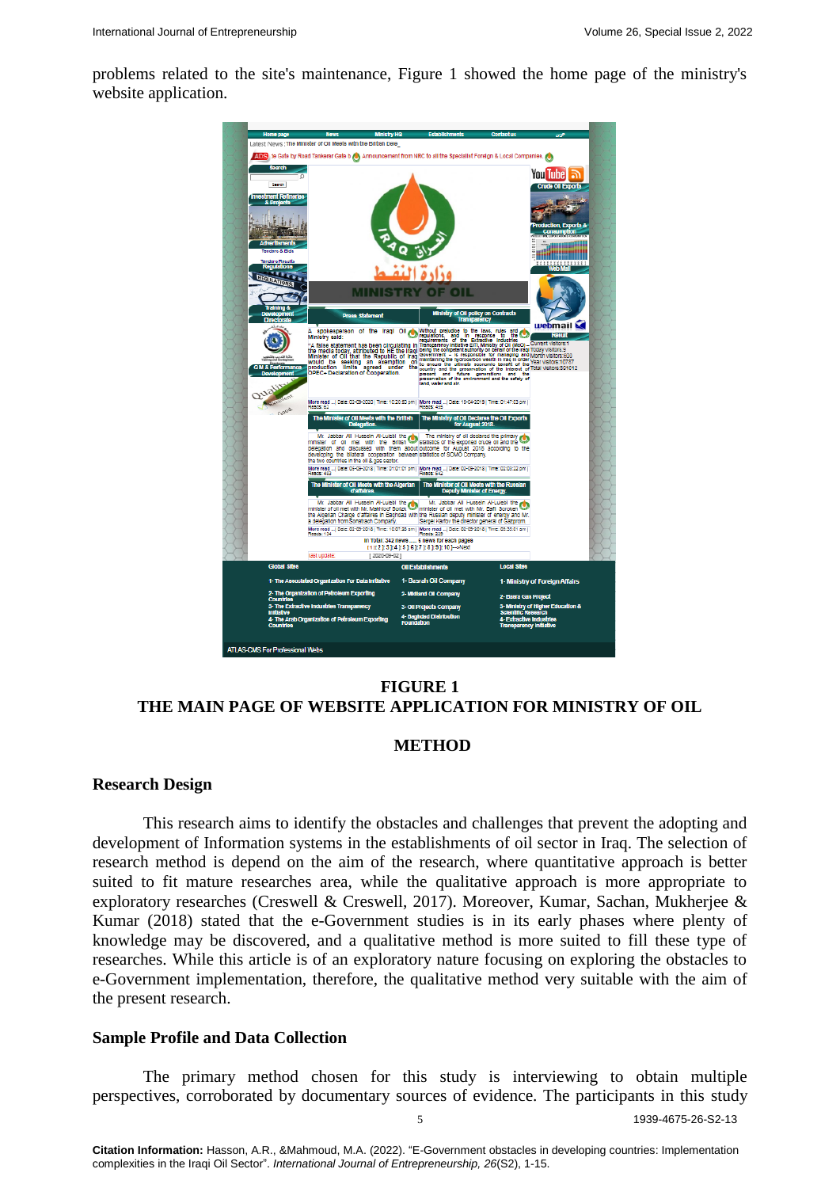problems related to the site's maintenance, Figure 1 showed the home page of the ministry's website application.

**FIGURE 1**
**THE MAIN PAGE OF WEBSITE APPLICATION FOR MINISTRY OF OIL**

## METHOD

### Research Design

This research aims to identify the obstacles and challenges that prevent the adopting and development of Information systems in the establishments of oil sector in Iraq. The selection of research method is depend on the aim of the research, where quantitative approach is better suited to fit mature researches area, while the qualitative approach is more appropriate to exploratory researches (Creswell & Creswell, 2017). Moreover, Kumar, Sachan, Mukherjee & Kumar (2018) stated that the e-Government studies is in its early phases where plenty of knowledge may be discovered, and a qualitative method is more suited to fill these type of researches. While this article is of an exploratory nature focusing on exploring the obstacles to e-Government implementation, therefore, the qualitative method very suitable with the aim of the present research.

### Sample Profile and Data Collection

The primary method chosen for this study is interviewing to obtain multiple perspectives, corroborated by documentary sources of evidence. The participants in this study

**Citation Information:** Hasson, A.R., &Mahmoud, M.A. (2022). "E-Government obstacles in developing countries: Implementation complexities in the Iraqi Oil Sector". *International Journal of Entrepreneurship, 26*(S2), 1-15.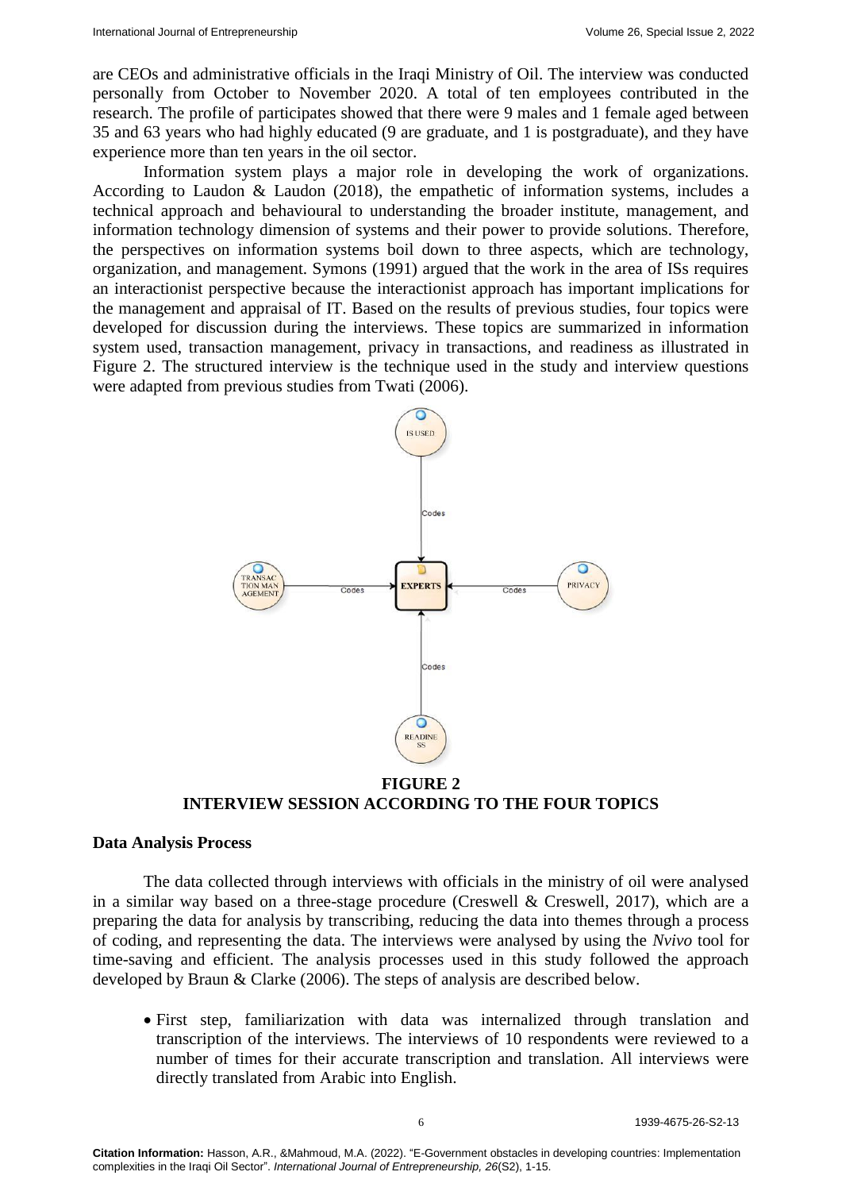are CEOs and administrative officials in the Iraqi Ministry of Oil. The interview was conducted personally from October to November 2020. A total of ten employees contributed in the research. The profile of participates showed that there were 9 males and 1 female aged between 35 and 63 years who had highly educated (9 are graduate, and 1 is postgraduate), and they have experience more than ten years in the oil sector.

Information system plays a major role in developing the work of organizations. According to Laudon & Laudon (2018), the empathetic of information systems, includes a technical approach and behavioural to understanding the broader institute, management, and information technology dimension of systems and their power to provide solutions. Therefore, the perspectives on information systems boil down to three aspects, which are technology, organization, and management. Symons (1991) argued that the work in the area of ISs requires an interactionist perspective because the interactionist approach has important implications for the management and appraisal of IT. Based on the results of previous studies, four topics were developed for discussion during the interviews. These topics are summarized in information system used, transaction management, privacy in transactions, and readiness as illustrated in Figure 2. The structured interview is the technique used in the study and interview questions were adapted from previous studies from Twati (2006).

**FIGURE 2**
**INTERVIEW SESSION ACCORDING TO THE FOUR TOPICS**

### Data Analysis Process

The data collected through interviews with officials in the ministry of oil were analysed in a similar way based on a three-stage procedure (Creswell & Creswell, 2017), which are a preparing the data for analysis by transcribing, reducing the data into themes through a process of coding, and representing the data. The interviews were analysed by using the *Nvivo* tool for time-saving and efficient. The analysis processes used in this study followed the approach developed by Braun & Clarke (2006). The steps of analysis are described below.

- First step, familiarization with data was internalized through translation and transcription of the interviews. The interviews of 10 respondents were reviewed to a number of times for their accurate transcription and translation. All interviews were directly translated from Arabic into English.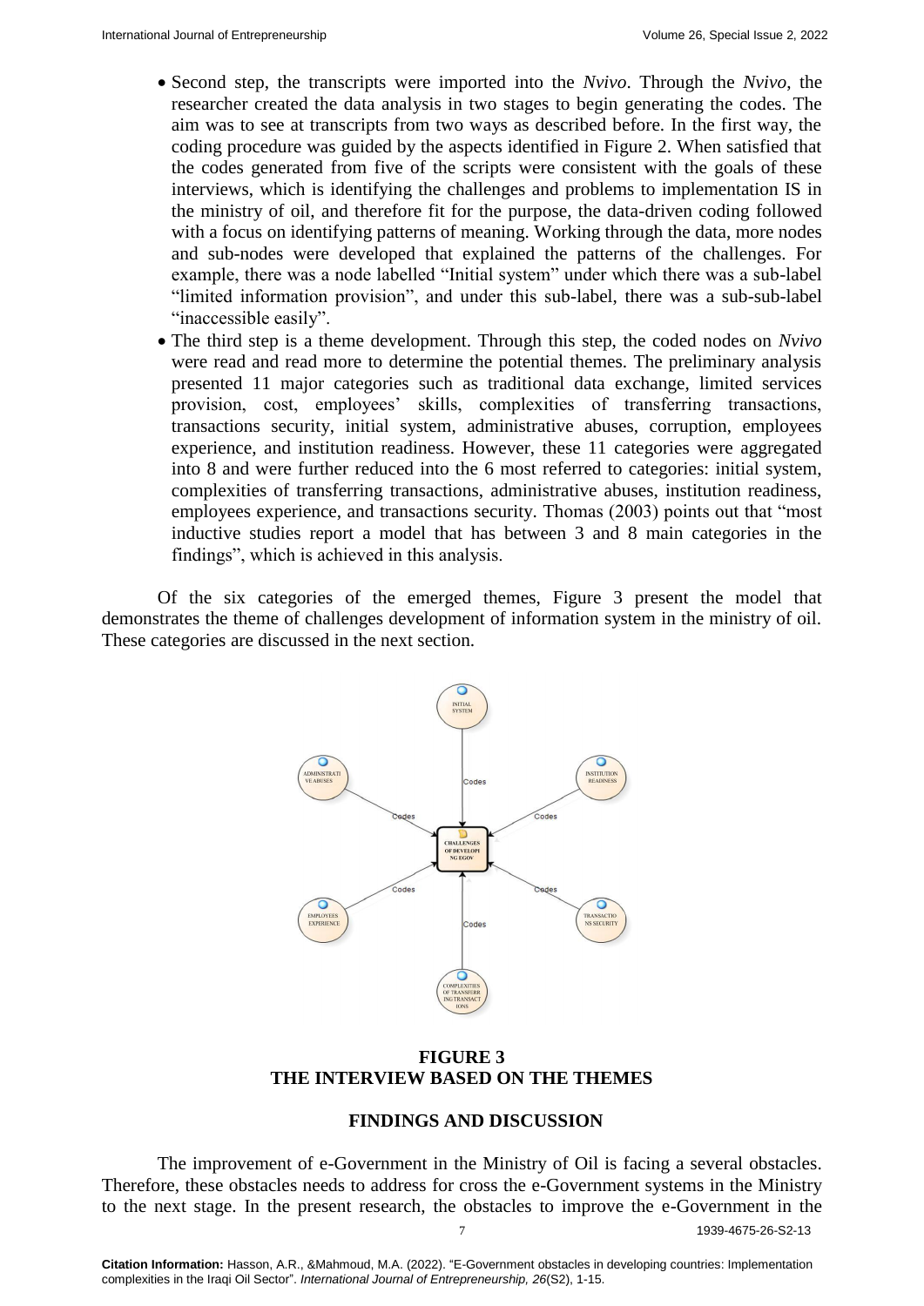- Second step, the transcripts were imported into the *Nvivo*. Through the *Nvivo*, the researcher created the data analysis in two stages to begin generating the codes. The aim was to see at transcripts from two ways as described before. In the first way, the coding procedure was guided by the aspects identified in Figure 2. When satisfied that the codes generated from five of the scripts were consistent with the goals of these interviews, which is identifying the challenges and problems to implementation IS in the ministry of oil, and therefore fit for the purpose, the data-driven coding followed with a focus on identifying patterns of meaning. Working through the data, more nodes and sub-nodes were developed that explained the patterns of the challenges. For example, there was a node labelled "Initial system" under which there was a sub-label "limited information provision", and under this sub-label, there was a sub-sub-label "inaccessible easily".
- The third step is a theme development. Through this step, the coded nodes on *Nvivo* were read and read more to determine the potential themes. The preliminary analysis presented 11 major categories such as traditional data exchange, limited services provision, cost, employees' skills, complexities of transferring transactions, transactions security, initial system, administrative abuses, corruption, employees experience, and institution readiness. However, these 11 categories were aggregated into 8 and were further reduced into the 6 most referred to categories: initial system, complexities of transferring transactions, administrative abuses, institution readiness, employees experience, and transactions security. Thomas (2003) points out that "most inductive studies report a model that has between 3 and 8 main categories in the findings", which is achieved in this analysis.

Of the six categories of the emerged themes, Figure 3 present the model that demonstrates the theme of challenges development of information system in the ministry of oil. These categories are discussed in the next section.

**FIGURE 3**
**THE INTERVIEW BASED ON THE THEMES**

## FINDINGS AND DISCUSSION

The improvement of e-Government in the Ministry of Oil is facing a several obstacles. Therefore, these obstacles needs to address for cross the e-Government systems in the Ministry to the next stage. In the present research, the obstacles to improve the e-Government in the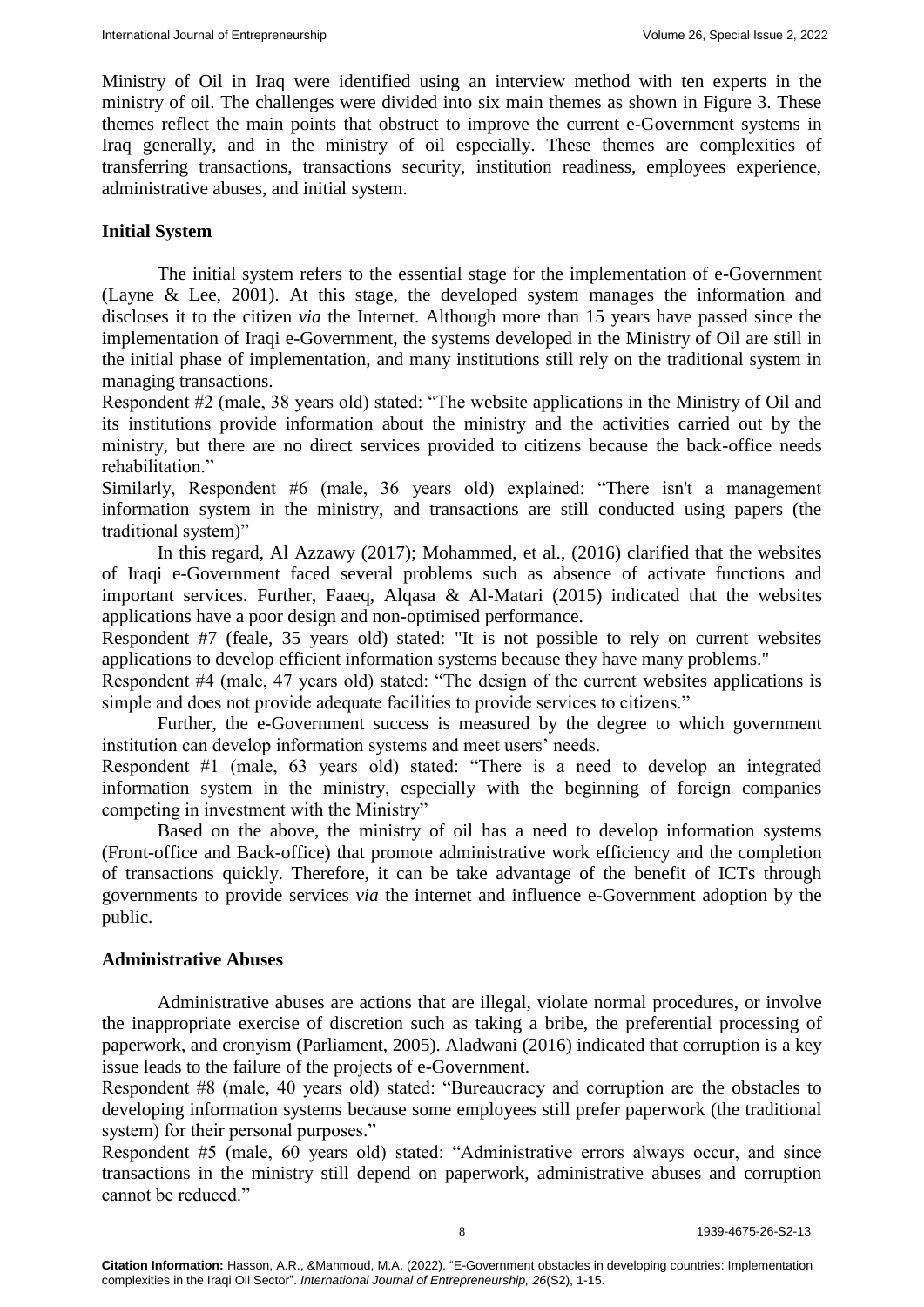Ministry of Oil in Iraq were identified using an interview method with ten experts in the ministry of oil. The challenges were divided into six main themes as shown in Figure 3. These themes reflect the main points that obstruct to improve the current e-Government systems in Iraq generally, and in the ministry of oil especially. These themes are complexities of transferring transactions, transactions security, institution readiness, employees experience, administrative abuses, and initial system.

### Initial System

The initial system refers to the essential stage for the implementation of e-Government (Layne & Lee, 2001). At this stage, the developed system manages the information and discloses it to the citizen *via* the Internet. Although more than 15 years have passed since the implementation of Iraqi e-Government, the systems developed in the Ministry of Oil are still in the initial phase of implementation, and many institutions still rely on the traditional system in managing transactions.

Respondent #2 (male, 38 years old) stated: "The website applications in the Ministry of Oil and its institutions provide information about the ministry and the activities carried out by the ministry, but there are no direct services provided to citizens because the back-office needs rehabilitation."

Similarly, Respondent #6 (male, 36 years old) explained: "There isn't a management information system in the ministry, and transactions are still conducted using papers (the traditional system)"

In this regard, Al Azzawy (2017); Mohammed, et al., (2016) clarified that the websites of Iraqi e-Government faced several problems such as absence of activate functions and important services. Further, Faaeq, Alqasa & Al-Matari (2015) indicated that the websites applications have a poor design and non-optimised performance.

Respondent #7 (feale, 35 years old) stated: "It is not possible to rely on current websites applications to develop efficient information systems because they have many problems."

Respondent #4 (male, 47 years old) stated: "The design of the current websites applications is simple and does not provide adequate facilities to provide services to citizens."

Further, the e-Government success is measured by the degree to which government institution can develop information systems and meet users' needs.

Respondent #1 (male, 63 years old) stated: "There is a need to develop an integrated information system in the ministry, especially with the beginning of foreign companies competing in investment with the Ministry"

Based on the above, the ministry of oil has a need to develop information systems (Front-office and Back-office) that promote administrative work efficiency and the completion of transactions quickly. Therefore, it can be take advantage of the benefit of ICTs through governments to provide services *via* the internet and influence e-Government adoption by the public.

### Administrative Abuses

Administrative abuses are actions that are illegal, violate normal procedures, or involve the inappropriate exercise of discretion such as taking a bribe, the preferential processing of paperwork, and cronyism (Parliament, 2005). Aladwani (2016) indicated that corruption is a key issue leads to the failure of the projects of e-Government.

Respondent #8 (male, 40 years old) stated: "Bureaucracy and corruption are the obstacles to developing information systems because some employees still prefer paperwork (the traditional system) for their personal purposes."

Respondent #5 (male, 60 years old) stated: "Administrative errors always occur, and since transactions in the ministry still depend on paperwork, administrative abuses and corruption cannot be reduced."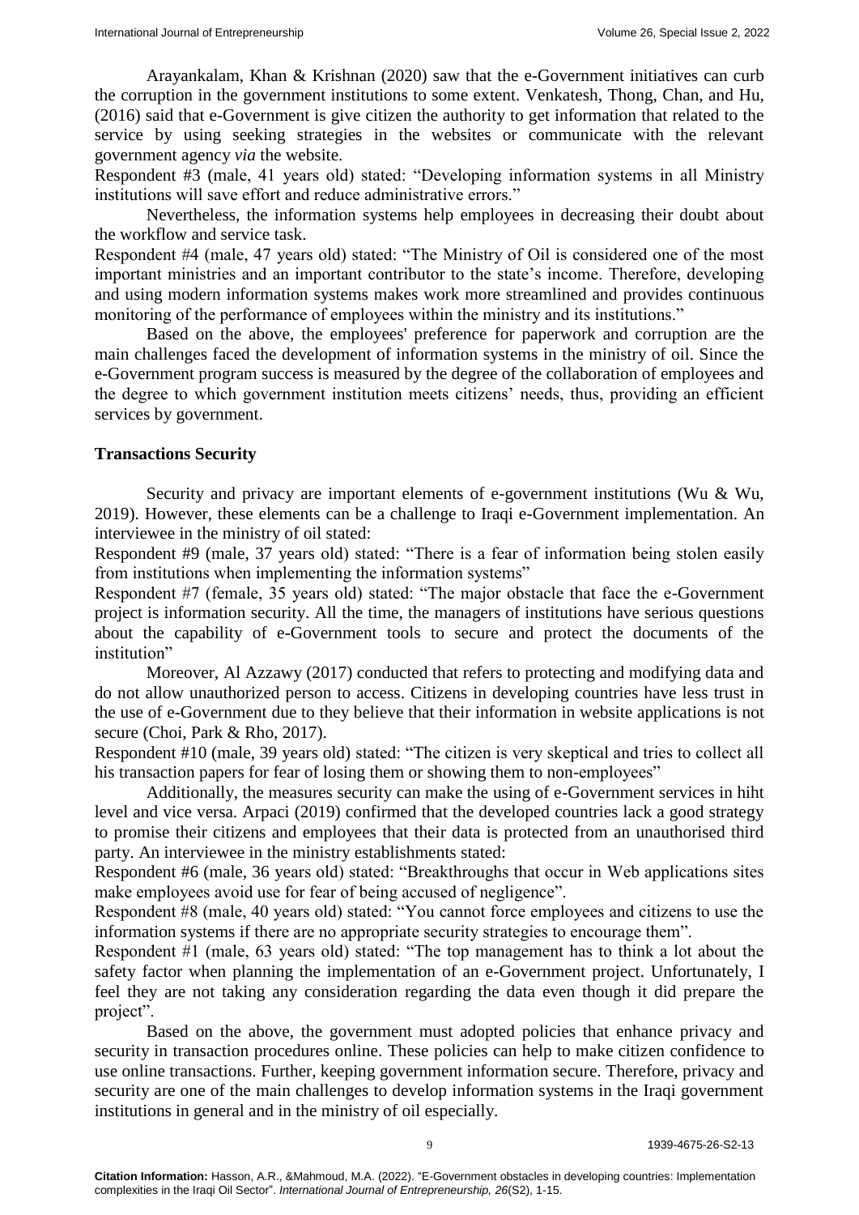Arayankalam, Khan & Krishnan (2020) saw that the e-Government initiatives can curb the corruption in the government institutions to some extent. Venkatesh, Thong, Chan, and Hu, (2016) said that e-Government is give citizen the authority to get information that related to the service by using seeking strategies in the websites or communicate with the relevant government agency *via* the website.

Respondent #3 (male, 41 years old) stated: "Developing information systems in all Ministry institutions will save effort and reduce administrative errors."

Nevertheless, the information systems help employees in decreasing their doubt about the workflow and service task.

Respondent #4 (male, 47 years old) stated: "The Ministry of Oil is considered one of the most important ministries and an important contributor to the state's income. Therefore, developing and using modern information systems makes work more streamlined and provides continuous monitoring of the performance of employees within the ministry and its institutions."

Based on the above, the employees' preference for paperwork and corruption are the main challenges faced the development of information systems in the ministry of oil. Since the e-Government program success is measured by the degree of the collaboration of employees and the degree to which government institution meets citizens' needs, thus, providing an efficient services by government.

**Transactions Security**

Security and privacy are important elements of e-government institutions (Wu & Wu, 2019). However, these elements can be a challenge to Iraqi e-Government implementation. An interviewee in the ministry of oil stated:

Respondent #9 (male, 37 years old) stated: "There is a fear of information being stolen easily from institutions when implementing the information systems"

Respondent #7 (female, 35 years old) stated: "The major obstacle that face the e-Government project is information security. All the time, the managers of institutions have serious questions about the capability of e-Government tools to secure and protect the documents of the institution"

Moreover, Al Azzawy (2017) conducted that refers to protecting and modifying data and do not allow unauthorized person to access. Citizens in developing countries have less trust in the use of e-Government due to they believe that their information in website applications is not secure (Choi, Park & Rho, 2017).

Respondent #10 (male, 39 years old) stated: "The citizen is very skeptical and tries to collect all his transaction papers for fear of losing them or showing them to non-employees"

Additionally, the measures security can make the using of e-Government services in hiht level and vice versa. Arpaci (2019) confirmed that the developed countries lack a good strategy to promise their citizens and employees that their data is protected from an unauthorised third party. An interviewee in the ministry establishments stated:

Respondent #6 (male, 36 years old) stated: "Breakthroughs that occur in Web applications sites make employees avoid use for fear of being accused of negligence".

Respondent #8 (male, 40 years old) stated: "You cannot force employees and citizens to use the information systems if there are no appropriate security strategies to encourage them".

Respondent #1 (male, 63 years old) stated: "The top management has to think a lot about the safety factor when planning the implementation of an e-Government project. Unfortunately, I feel they are not taking any consideration regarding the data even though it did prepare the project".

Based on the above, the government must adopted policies that enhance privacy and security in transaction procedures online. These policies can help to make citizen confidence to use online transactions. Further, keeping government information secure. Therefore, privacy and security are one of the main challenges to develop information systems in the Iraqi government institutions in general and in the ministry of oil especially.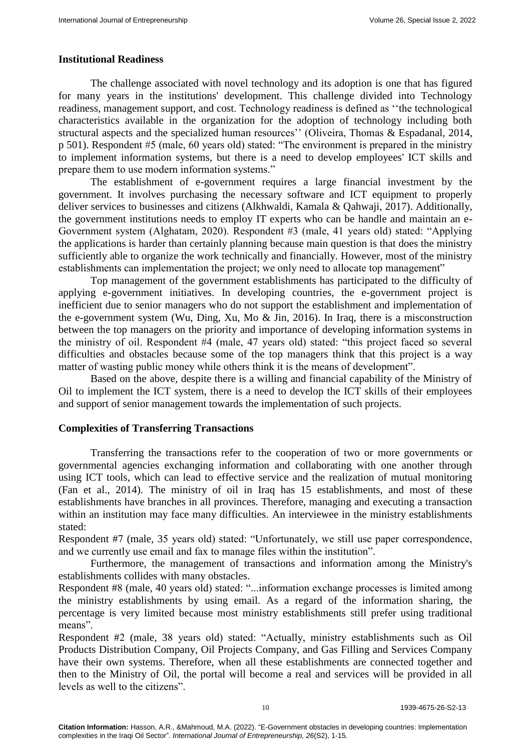## Institutional Readiness

The challenge associated with novel technology and its adoption is one that has figured for many years in the institutions' development. This challenge divided into Technology readiness, management support, and cost. Technology readiness is defined as ''the technological characteristics available in the organization for the adoption of technology including both structural aspects and the specialized human resources'' (Oliveira, Thomas & Espadanal, 2014, p 501). Respondent #5 (male, 60 years old) stated: "The environment is prepared in the ministry to implement information systems, but there is a need to develop employees' ICT skills and prepare them to use modern information systems."

The establishment of e-government requires a large financial investment by the government. It involves purchasing the necessary software and ICT equipment to properly deliver services to businesses and citizens (Alkhwaldi, Kamala & Qahwaji, 2017). Additionally, the government institutions needs to employ IT experts who can be handle and maintain an e-Government system (Alghatam, 2020). Respondent #3 (male, 41 years old) stated: "Applying the applications is harder than certainly planning because main question is that does the ministry sufficiently able to organize the work technically and financially. However, most of the ministry establishments can implementation the project; we only need to allocate top management"

Top management of the government establishments has participated to the difficulty of applying e-government initiatives. In developing countries, the e-government project is inefficient due to senior managers who do not support the establishment and implementation of the e-government system (Wu, Ding, Xu, Mo & Jin, 2016). In Iraq, there is a misconstruction between the top managers on the priority and importance of developing information systems in the ministry of oil. Respondent #4 (male, 47 years old) stated: "this project faced so several difficulties and obstacles because some of the top managers think that this project is a way matter of wasting public money while others think it is the means of development".

Based on the above, despite there is a willing and financial capability of the Ministry of Oil to implement the ICT system, there is a need to develop the ICT skills of their employees and support of senior management towards the implementation of such projects.

## Complexities of Transferring Transactions

Transferring the transactions refer to the cooperation of two or more governments or governmental agencies exchanging information and collaborating with one another through using ICT tools, which can lead to effective service and the realization of mutual monitoring (Fan et al., 2014). The ministry of oil in Iraq has 15 establishments, and most of these establishments have branches in all provinces. Therefore, managing and executing a transaction within an institution may face many difficulties. An interviewee in the ministry establishments stated:

Respondent #7 (male, 35 years old) stated: "Unfortunately, we still use paper correspondence, and we currently use email and fax to manage files within the institution".

Furthermore, the management of transactions and information among the Ministry's establishments collides with many obstacles.

Respondent #8 (male, 40 years old) stated: "...information exchange processes is limited among the ministry establishments by using email. As a regard of the information sharing, the percentage is very limited because most ministry establishments still prefer using traditional means".

Respondent #2 (male, 38 years old) stated: "Actually, ministry establishments such as Oil Products Distribution Company, Oil Projects Company, and Gas Filling and Services Company have their own systems. Therefore, when all these establishments are connected together and then to the Ministry of Oil, the portal will become a real and services will be provided in all levels as well to the citizens".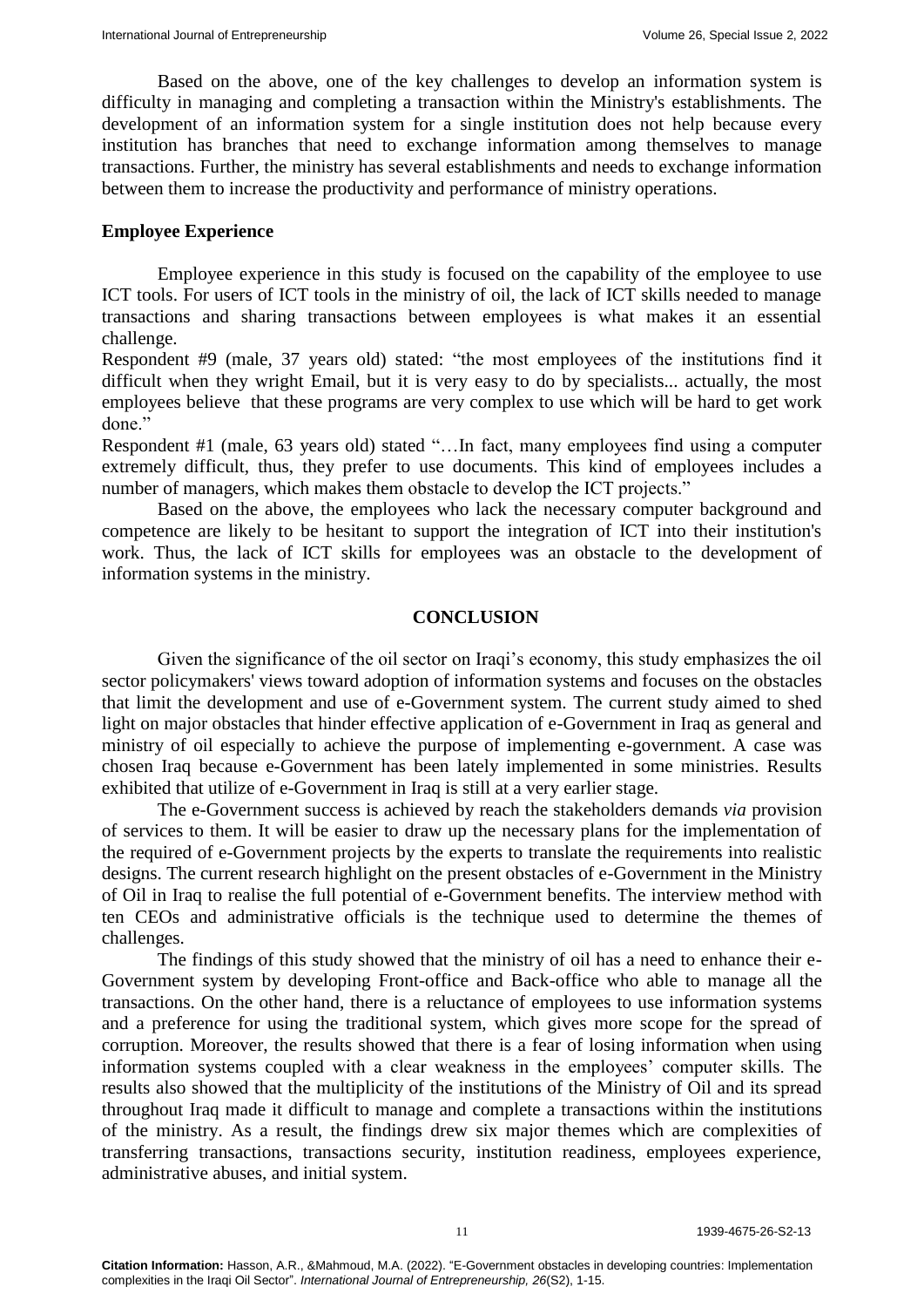Based on the above, one of the key challenges to develop an information system is difficulty in managing and completing a transaction within the Ministry's establishments. The development of an information system for a single institution does not help because every institution has branches that need to exchange information among themselves to manage transactions. Further, the ministry has several establishments and needs to exchange information between them to increase the productivity and performance of ministry operations.

### Employee Experience

Employee experience in this study is focused on the capability of the employee to use ICT tools. For users of ICT tools in the ministry of oil, the lack of ICT skills needed to manage transactions and sharing transactions between employees is what makes it an essential challenge.

Respondent #9 (male, 37 years old) stated: "the most employees of the institutions find it difficult when they wright Email, but it is very easy to do by specialists... actually, the most employees believe that these programs are very complex to use which will be hard to get work done."

Respondent #1 (male, 63 years old) stated "…In fact, many employees find using a computer extremely difficult, thus, they prefer to use documents. This kind of employees includes a number of managers, which makes them obstacle to develop the ICT projects."

Based on the above, the employees who lack the necessary computer background and competence are likely to be hesitant to support the integration of ICT into their institution's work. Thus, the lack of ICT skills for employees was an obstacle to the development of information systems in the ministry.

## CONCLUSION

Given the significance of the oil sector on Iraqi's economy, this study emphasizes the oil sector policymakers' views toward adoption of information systems and focuses on the obstacles that limit the development and use of e-Government system. The current study aimed to shed light on major obstacles that hinder effective application of e-Government in Iraq as general and ministry of oil especially to achieve the purpose of implementing e-government. A case was chosen Iraq because e-Government has been lately implemented in some ministries. Results exhibited that utilize of e-Government in Iraq is still at a very earlier stage.

The e-Government success is achieved by reach the stakeholders demands *via* provision of services to them. It will be easier to draw up the necessary plans for the implementation of the required of e-Government projects by the experts to translate the requirements into realistic designs. The current research highlight on the present obstacles of e-Government in the Ministry of Oil in Iraq to realise the full potential of e-Government benefits. The interview method with ten CEOs and administrative officials is the technique used to determine the themes of challenges.

The findings of this study showed that the ministry of oil has a need to enhance their e-Government system by developing Front-office and Back-office who able to manage all the transactions. On the other hand, there is a reluctance of employees to use information systems and a preference for using the traditional system, which gives more scope for the spread of corruption. Moreover, the results showed that there is a fear of losing information when using information systems coupled with a clear weakness in the employees' computer skills. The results also showed that the multiplicity of the institutions of the Ministry of Oil and its spread throughout Iraq made it difficult to manage and complete a transactions within the institutions of the ministry. As a result, the findings drew six major themes which are complexities of transferring transactions, transactions security, institution readiness, employees experience, administrative abuses, and initial system.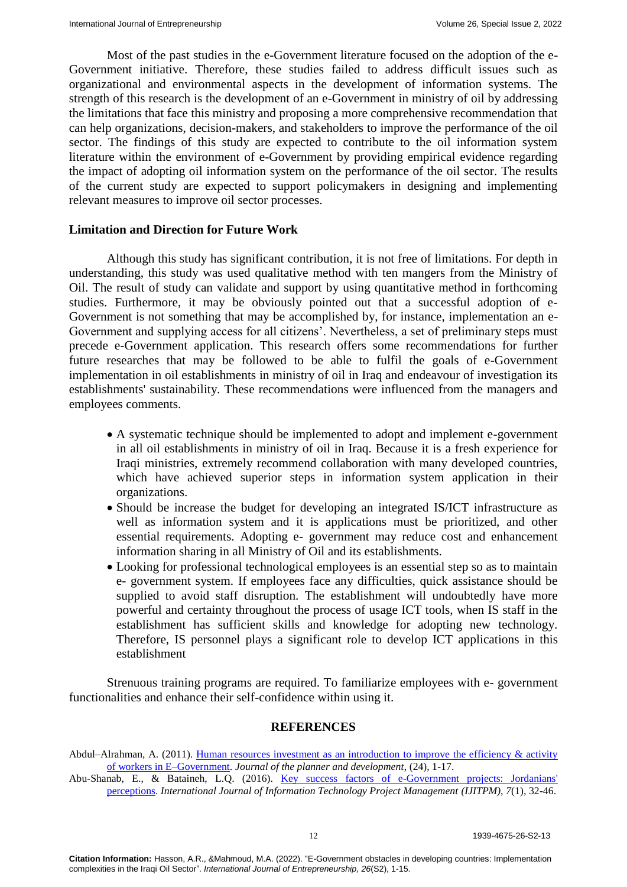Most of the past studies in the e-Government literature focused on the adoption of the e-Government initiative. Therefore, these studies failed to address difficult issues such as organizational and environmental aspects in the development of information systems. The strength of this research is the development of an e-Government in ministry of oil by addressing the limitations that face this ministry and proposing a more comprehensive recommendation that can help organizations, decision-makers, and stakeholders to improve the performance of the oil sector. The findings of this study are expected to contribute to the oil information system literature within the environment of e-Government by providing empirical evidence regarding the impact of adopting oil information system on the performance of the oil sector. The results of the current study are expected to support policymakers in designing and implementing relevant measures to improve oil sector processes.

### Limitation and Direction for Future Work

Although this study has significant contribution, it is not free of limitations. For depth in understanding, this study was used qualitative method with ten mangers from the Ministry of Oil. The result of study can validate and support by using quantitative method in forthcoming studies. Furthermore, it may be obviously pointed out that a successful adoption of e-Government is not something that may be accomplished by, for instance, implementation an e-Government and supplying access for all citizens'. Nevertheless, a set of preliminary steps must precede e-Government application. This research offers some recommendations for further future researches that may be followed to be able to fulfil the goals of e-Government implementation in oil establishments in ministry of oil in Iraq and endeavour of investigation its establishments' sustainability. These recommendations were influenced from the managers and employees comments.

- A systematic technique should be implemented to adopt and implement e-government in all oil establishments in ministry of oil in Iraq. Because it is a fresh experience for Iraqi ministries, extremely recommend collaboration with many developed countries, which have achieved superior steps in information system application in their organizations.
- Should be increase the budget for developing an integrated IS/ICT infrastructure as well as information system and it is applications must be prioritized, and other essential requirements. Adopting e- government may reduce cost and enhancement information sharing in all Ministry of Oil and its establishments.
- Looking for professional technological employees is an essential step so as to maintain e- government system. If employees face any difficulties, quick assistance should be supplied to avoid staff disruption. The establishment will undoubtedly have more powerful and certainty throughout the process of usage ICT tools, when IS staff in the establishment has sufficient skills and knowledge for adopting new technology. Therefore, IS personnel plays a significant role to develop ICT applications in this establishment

Strenuous training programs are required. To familiarize employees with e- government functionalities and enhance their self-confidence within using it.

## REFERENCES

Abdul–Alrahman, A. (2011). Human resources investment as an introduction to improve the efficiency & activity of workers in E–Government. *Journal of the planner and development*, (24), 1-17.

Abu-Shanab, E., & Bataineh, L.Q. (2016). Key success factors of e-Government projects: Jordanians' perceptions. *International Journal of Information Technology Project Management (IJITPM)*, *7*(1), 32-46.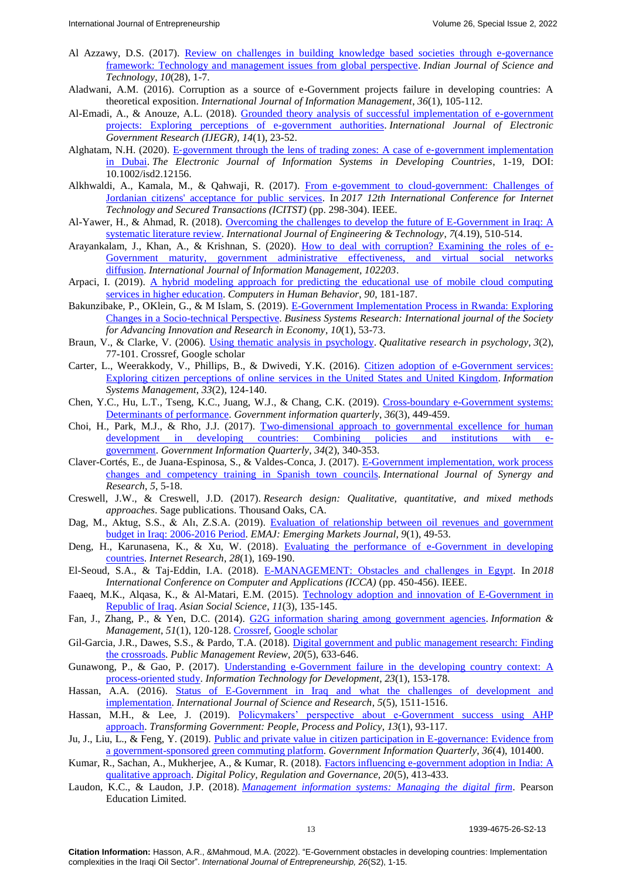Al Azzawy, D.S. (2017). [Review on challenges in building knowledge based societies through e-governance framework: Technology and management issues from global perspective](). *Indian Journal of Science and Technology, 10*(28), 1-7.

Aladwani, A.M. (2016). Corruption as a source of e-Government projects failure in developing countries: A theoretical exposition. *International Journal of Information Management*, *36*(1), 105-112.

Al-Emadi, A., & Anouze, A.L. (2018). [Grounded theory analysis of successful implementation of e-government projects: Exploring perceptions of e-government authorities](). *International Journal of Electronic Government Research (IJEGR)*, *14*(1), 23-52.

Alghatam, N.H. (2020). [E-government through the lens of trading zones: A case of e-government implementation in Dubai](). *The Electronic Journal of Information Systems in Developing Countries*, 1-19, DOI: 10.1002/isd2.12156.

Alkhwaldi, A., Kamala, M., & Qahwaji, R. (2017). [From e-government to cloud-government: Challenges of Jordanian citizens' acceptance for public services](). In *2017 12th International Conference for Internet Technology and Secured Transactions (ICITST)* (pp. 298-304). IEEE.

Al-Yawer, H., & Ahmad, R. (2018). [Overcoming the challenges to develop the future of E-Government in Iraq: A systematic literature review](). *International Journal of Engineering & Technology*, *7*(4.19), 510-514.

Arayankalam, J., Khan, A., & Krishnan, S. (2020). [How to deal with corruption? Examining the roles of e-Government maturity, government administrative effectiveness, and virtual social networks diffusion](). *International Journal of Information Management*, *102203*.

Arpaci, I. (2019). [A hybrid modeling approach for predicting the educational use of mobile cloud computing services in higher education](). *Computers in Human Behavior*, *90*, 181-187.

Bakunzibake, P., OKlein, G., & M Islam, S. (2019). [E-Government Implementation Process in Rwanda: Exploring Changes in a Socio-technical Perspective](). *Business Systems Research: International journal of the Society for Advancing Innovation and Research in Economy*, *10*(1), 53-73.

Braun, V., & Clarke, V. (2006). [Using thematic analysis in psychology](). *Qualitative research in psychology*, *3*(2), 77-101. Crossref, Google scholar

Carter, L., Weerakkody, V., Phillips, B., & Dwivedi, Y.K. (2016). [Citizen adoption of e-Government services: Exploring citizen perceptions of online services in the United States and United Kingdom](). *Information Systems Management*, *33*(2), 124-140.

Chen, Y.C., Hu, L.T., Tseng, K.C., Juang, W.J., & Chang, C.K. (2019). [Cross-boundary e-Government systems: Determinants of performance](). *Government information quarterly*, *36*(3), 449-459.

Choi, H., Park, M.J., & Rho, J.J. (2017). [Two-dimensional approach to governmental excellence for human development in developing countries: Combining policies and institutions with e-government](). *Government Information Quarterly*, *34*(2), 340-353.

Claver-Cortés, E., de Juana-Espinosa, S., & Valdes-Conca, J. (2017). [E-Government implementation, work process changes and competency training in Spanish town councils](). *International Journal of Synergy and Research*, *5*, 5-18.

Creswell, J.W., & Creswell, J.D. (2017). *Research design: Qualitative, quantitative, and mixed methods approaches*. Sage publications. Thousand Oaks, CA.

Dag, M., Aktug, S.S., & Alı, Z.S.A. (2019). [Evaluation of relationship between oil revenues and government budget in Iraq: 2006-2016 Period](). *EMAJ: Emerging Markets Journal*, *9*(1), 49-53.

Deng, H., Karunasena, K., & Xu, W. (2018). [Evaluating the performance of e-Government in developing countries](). *Internet Research*, *28*(1), 169-190.

El-Seoud, S.A., & Taj-Eddin, I.A. (2018). [E-MANAGEMENT: Obstacles and challenges in Egypt](). In *2018 International Conference on Computer and Applications (ICCA)* (pp. 450-456). IEEE.

Faaeq, M.K., Alqasa, K., & Al-Matari, E.M. (2015). [Technology adoption and innovation of E-Government in Republic of Iraq](). *Asian Social Science*, *11*(3), 135-145.

Fan, J., Zhang, P., & Yen, D.C. (2014). [G2G information sharing among government agencies](). *Information & Management*, *51*(1), 120-128. [Crossref](), [Google scholar]()

Gil-Garcia, J.R., Dawes, S.S., & Pardo, T.A. (2018). [Digital government and public management research: Finding the crossroads](). *Public Management Review*, *20*(5), 633-646.

Gunawong, P., & Gao, P. (2017). [Understanding e-Government failure in the developing country context: A process-oriented study](). *Information Technology for Development*, *23*(1), 153-178.

Hassan, A.A. (2016). [Status of E-Government in Iraq and what the challenges of development and implementation](). *International Journal of Science and Research*, *5*(5), 1511-1516.

Hassan, M.H., & Lee, J. (2019). [Policymakers' perspective about e-Government success using AHP approach](). *Transforming Government: People, Process and Policy*, *13*(1), 93-117.

Ju, J., Liu, L., & Feng, Y. (2019). [Public and private value in citizen participation in E-governance: Evidence from a government-sponsored green commuting platform](). *Government Information Quarterly*, *36*(4), 101400.

Kumar, R., Sachan, A., Mukherjee, A., & Kumar, R. (2018). [Factors influencing e-government adoption in India: A qualitative approach](). *Digital Policy, Regulation and Governance*, *20*(5), 413-433.

Laudon, K.C., & Laudon, J.P. (2018). *[Management information systems: Managing the digital firm]()*. Pearson Education Limited.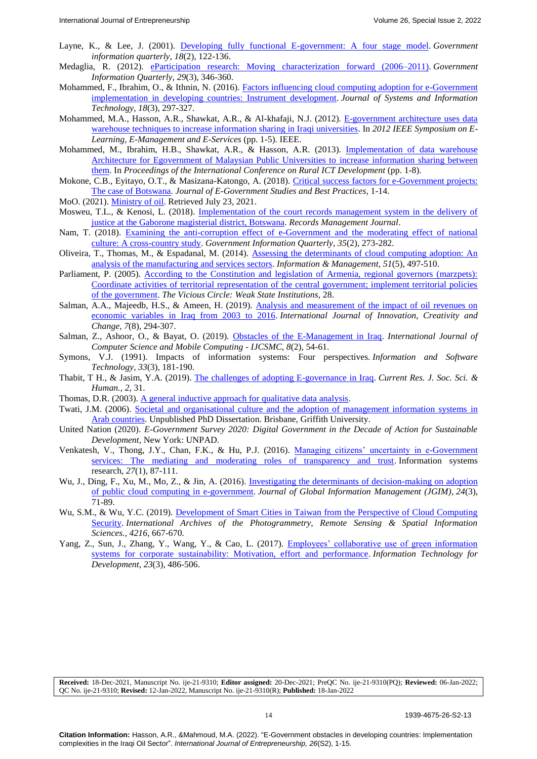Layne, K., & Lee, J. (2001). Developing fully functional E-government: A four stage model. *Government information quarterly*, *18*(2), 122-136.

Medaglia, R. (2012). eParticipation research: Moving characterization forward (2006–2011). *Government Information Quarterly*, *29*(3), 346-360.

Mohammed, F., Ibrahim, O., & Ithnin, N. (2016). Factors influencing cloud computing adoption for e-Government implementation in developing countries: Instrument development. *Journal of Systems and Information Technology*, *18*(3), 297-327.

Mohammed, M.A., Hasson, A.R., Shawkat, A.R., & Al-khafaji, N.J. (2012). E-government architecture uses data warehouse techniques to increase information sharing in Iraqi universities. In *2012 IEEE Symposium on E-Learning, E-Management and E-Services* (pp. 1-5). IEEE.

Mohammed, M., Ibrahim, H.B., Shawkat, A.R., & Hasson, A.R. (2013). Implementation of data warehouse Architecture for Egovernment of Malaysian Public Universities to increase information sharing between them. In *Proceedings of the International Conference on Rural ICT Development* (pp. 1-8).

Mokone, C.B., Eyitayo, O.T., & Masizana-Katongo, A. (2018). Critical success factors for e-Government projects: The case of Botswana. *Journal of E-Government Studies and Best Practices*, 1-14.

MoO. (2021). Ministry of oil. Retrieved July 23, 2021.

Mosweu, T.L., & Kenosi, L. (2018). Implementation of the court records management system in the delivery of justice at the Gaborone magisterial district, Botswana. *Records Management Journal*.

Nam, T. (2018). Examining the anti-corruption effect of e-Government and the moderating effect of national culture: A cross-country study. *Government Information Quarterly*, *35*(2), 273-282.

Oliveira, T., Thomas, M., & Espadanal, M. (2014). Assessing the determinants of cloud computing adoption: An analysis of the manufacturing and services sectors. *Information & Management*, *51*(5), 497-510.

Parliament, P. (2005). According to the Constitution and legislation of Armenia, regional governors (marzpets): Coordinate activities of territorial representation of the central government; implement territorial policies of the government. *The Vicious Circle: Weak State Institutions*, 28.

Salman, A.A., Majeedb, H.S., & Ameen, H. (2019). Analysis and measurement of the impact of oil revenues on economic variables in Iraq from 2003 to 2016. *International Journal of Innovation, Creativity and Change*, *7*(8), 294-307.

Salman, Z., Ashoor, O., & Bayat, O. (2019). Obstacles of the E-Management in Iraq. *International Journal of Computer Science and Mobile Computing - IJCSMC*, *8*(2), 54-61.

Symons, V.J. (1991). Impacts of information systems: Four perspectives. *Information and Software Technology*, *33*(3), 181-190.

Thabit, T H., & Jasim, Y.A. (2019). The challenges of adopting E-governance in Iraq. *Current Res. J. Soc. Sci. & Human.*, *2*, 31.

Thomas, D.R. (2003). A general inductive approach for qualitative data analysis.

Twati, J.M. (2006). Societal and organisational culture and the adoption of management information systems in Arab countries. Unpublished PhD Dissertation. Brisbane, Griffith University.

United Nation (2020). *E-Government Survey 2020: Digital Government in the Decade of Action for Sustainable Development*, New York: UNPAD.

Venkatesh, V., Thong, J.Y., Chan, F.K., & Hu, P.J. (2016). Managing citizens' uncertainty in e-Government services: The mediating and moderating roles of transparency and trust. Information systems research, *27*(1), 87-111.

Wu, J., Ding, F., Xu, M., Mo, Z., & Jin, A. (2016). Investigating the determinants of decision-making on adoption of public cloud computing in e-government. *Journal of Global Information Management (JGIM)*, *24*(3), 71-89.

Wu, S.M., & Wu, Y.C. (2019). Development of Smart Cities in Taiwan from the Perspective of Cloud Computing Security. *International Archives of the Photogrammetry, Remote Sensing & Spatial Information Sciences.*, *4216*, 667-670.

Yang, Z., Sun, J., Zhang, Y., Wang, Y., & Cao, L. (2017). Employees' collaborative use of green information systems for corporate sustainability: Motivation, effort and performance. *Information Technology for Development*, *23*(3), 486-506.

**Received:** 18-Dec-2021, Manuscript No. ije-21-9310; **Editor assigned:** 20-Dec-2021; PreQC No. ije-21-9310(PQ); **Reviewed:** 06-Jan-2022; QC No. ije-21-9310; **Revised:** 12-Jan-2022, Manuscript No. ije-21-9310(R); **Published:** 18-Jan-2022

**Citation Information:** Hasson, A.R., &Mahmoud, M.A. (2022). "E-Government obstacles in developing countries: Implementation complexities in the Iraqi Oil Sector". *International Journal of Entrepreneurship, 26*(S2), 1-15.